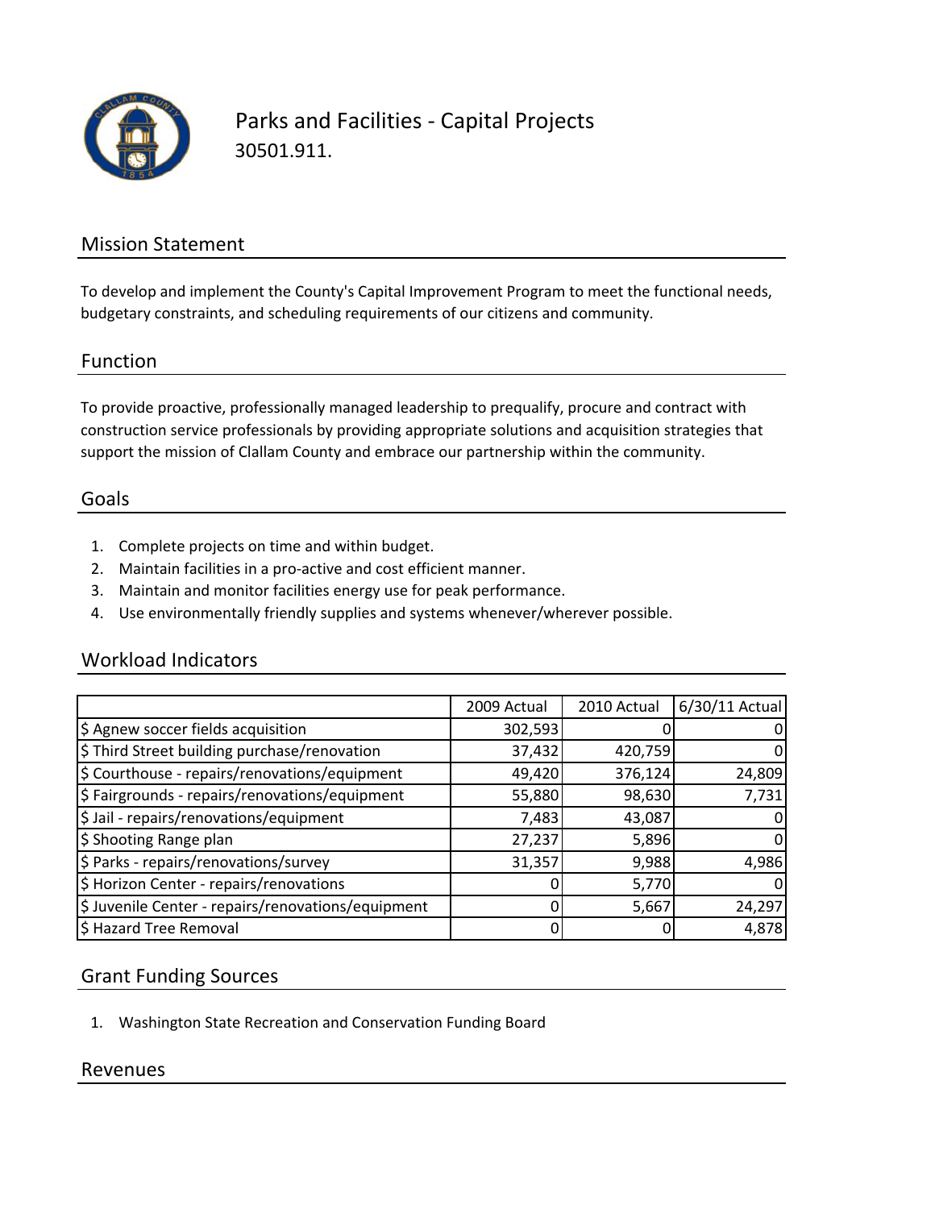# Parks and Facilities - Capital Projects

30501.911.

## Mission Statement

To develop and implement the County's Capital Improvement Program to meet the functional needs, budgetary constraints, and scheduling requirements of our citizens and community.

## Function

To provide proactive, professionally managed leadership to prequalify, procure and contract with construction service professionals by providing appropriate solutions and acquisition strategies that support the mission of Clallam County and embrace our partnership within the community.

## Goals

1. Complete projects on time and within budget.
2. Maintain facilities in a pro-active and cost efficient manner.
3. Maintain and monitor facilities energy use for peak performance.
4. Use environmentally friendly supplies and systems whenever/wherever possible.

## Workload Indicators

| | 2009 Actual | 2010 Actual | 6/30/11 Actual |
|---|---|---|---|
| $ Agnew soccer fields acquisition | 302,593 | 0 | 0 |
| $ Third Street building purchase/renovation | 37,432 | 420,759 | 0 |
| $ Courthouse - repairs/renovations/equipment | 49,420 | 376,124 | 24,809 |
| $ Fairgrounds - repairs/renovations/equipment | 55,880 | 98,630 | 7,731 |
| $ Jail - repairs/renovations/equipment | 7,483 | 43,087 | 0 |
| $ Shooting Range plan | 27,237 | 5,896 | 0 |
| $ Parks - repairs/renovations/survey | 31,357 | 9,988 | 4,986 |
| $ Horizon Center - repairs/renovations | 0 | 5,770 | 0 |
| $ Juvenile Center - repairs/renovations/equipment | 0 | 5,667 | 24,297 |
| $ Hazard Tree Removal | 0 | 0 | 4,878 |

## Grant Funding Sources

1. Washington State Recreation and Conservation Funding Board

## Revenues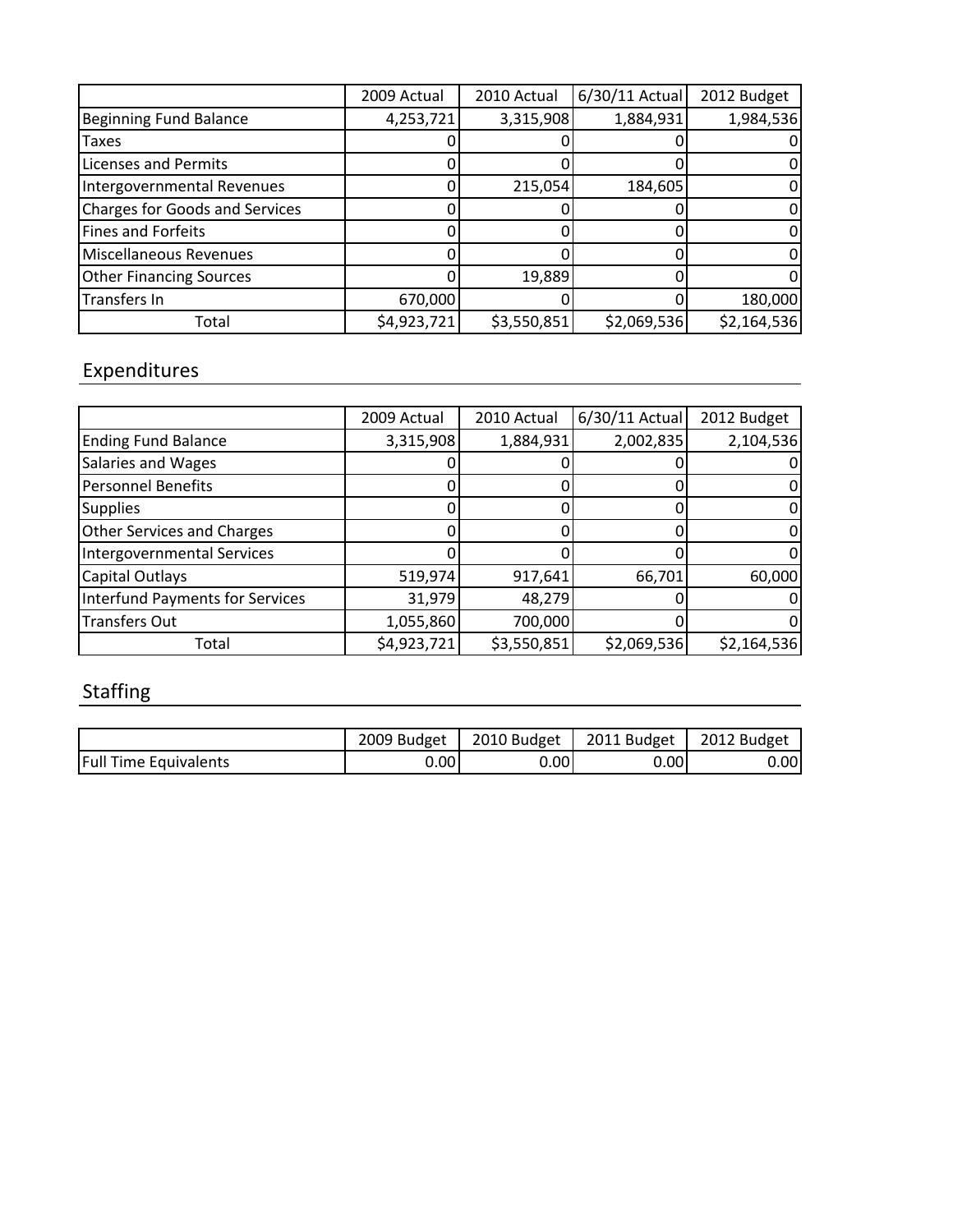| | 2009 Actual | 2010 Actual | 6/30/11 Actual | 2012 Budget |
|---|---|---|---|---|
| Beginning Fund Balance | 4,253,721 | 3,315,908 | 1,884,931 | 1,984,536 |
| Taxes | 0 | 0 | 0 | 0 |
| Licenses and Permits | 0 | 0 | 0 | 0 |
| Intergovernmental Revenues | 0 | 215,054 | 184,605 | 0 |
| Charges for Goods and Services | 0 | 0 | 0 | 0 |
| Fines and Forfeits | 0 | 0 | 0 | 0 |
| Miscellaneous Revenues | 0 | 0 | 0 | 0 |
| Other Financing Sources | 0 | 19,889 | 0 | 0 |
| Transfers In | 670,000 | 0 | 0 | 180,000 |
| Total | $4,923,721 | $3,550,851 | $2,069,536 | $2,164,536 |

## Expenditures

| | 2009 Actual | 2010 Actual | 6/30/11 Actual | 2012 Budget |
|---|---|---|---|---|
| Ending Fund Balance | 3,315,908 | 1,884,931 | 2,002,835 | 2,104,536 |
| Salaries and Wages | 0 | 0 | 0 | 0 |
| Personnel Benefits | 0 | 0 | 0 | 0 |
| Supplies | 0 | 0 | 0 | 0 |
| Other Services and Charges | 0 | 0 | 0 | 0 |
| Intergovernmental Services | 0 | 0 | 0 | 0 |
| Capital Outlays | 519,974 | 917,641 | 66,701 | 60,000 |
| Interfund Payments for Services | 31,979 | 48,279 | 0 | 0 |
| Transfers Out | 1,055,860 | 700,000 | 0 | 0 |
| Total | $4,923,721 | $3,550,851 | $2,069,536 | $2,164,536 |

## Staffing

| | 2009 Budget | 2010 Budget | 2011 Budget | 2012 Budget |
|---|---|---|---|---|
| Full Time Equivalents | 0.00 | 0.00 | 0.00 | 0.00 |